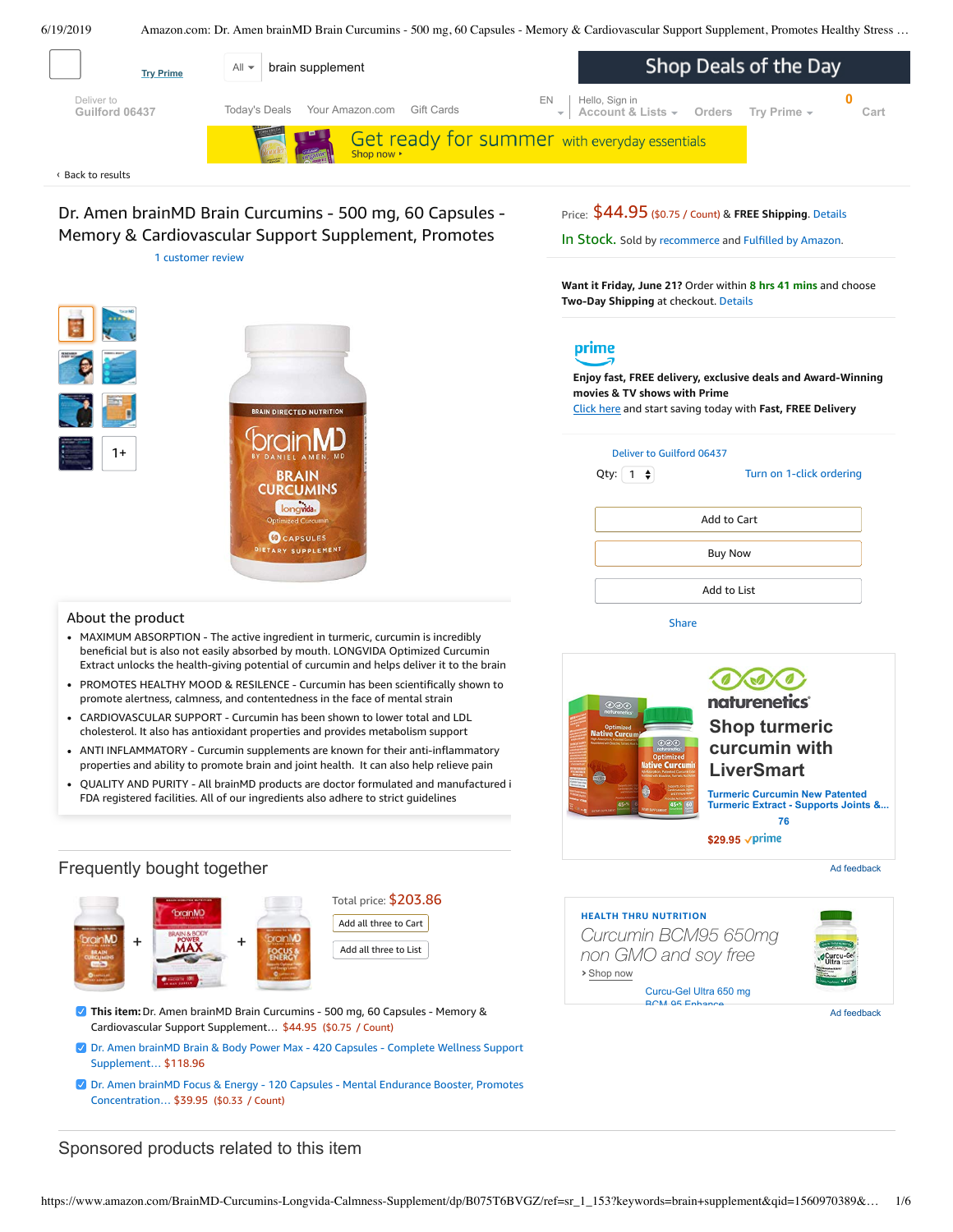Try Prime

All | brain supplement

Shop Deals of the Day

Deliver to Guilford 06437 | Today's Deals | Your Amazon.com | Gift Cards | EN | Hello, Sign in Account & Lists | Orders | Try Prime | 0 Cart

Get ready for summer with everyday essentials
Shop now ›

‹ Back to results

# Dr. Amen brainMD Brain Curcumins - 500 mg, 60 Capsules - Memory & Cardiovascular Support Supplement, Promotes

1 customer review

Price: $44.95 ($0.75 / Count) & **FREE Shipping**. Details

In Stock. Sold by recommerce and Fulfilled by Amazon.

**Want it Friday, June 21?** Order within **8 hrs 41 mins** and choose **Two-Day Shipping** at checkout. Details

prime

**Enjoy fast, FREE delivery, exclusive deals and Award-Winning movies & TV shows with Prime**
Click here and start saving today with **Fast, FREE Delivery**

Deliver to Guilford 06437

Qty: 1 | Turn on 1-click ordering

Add to Cart

Buy Now

Add to List

Share

naturenetics
**Shop turmeric curcumin with LiverSmart**
Turmeric Curcumin New Patented Turmeric Extract - Supports Joints &...
76
$29.95 prime

Ad feedback

HEALTH THRU NUTRITION
*Curcumin BCM95 650mg non GMO and soy free*
› Shop now
Curcu-Gel Ultra 650 mg BCM-95 Enhance...

Ad feedback

## About the product

- MAXIMUM ABSORPTION - The active ingredient in turmeric, curcumin is incredibly beneficial but is also not easily absorbed by mouth. LONGVIDA Optimized Curcumin Extract unlocks the health-giving potential of curcumin and helps deliver it to the brain
- PROMOTES HEALTHY MOOD & RESILENCE - Curcumin has been scientifically shown to promote alertness, calmness, and contentedness in the face of mental strain
- CARDIOVASCULAR SUPPORT - Curcumin has been shown to lower total and LDL cholesterol. It also has antioxidant properties and provides metabolism support
- ANTI INFLAMMATORY - Curcumin supplements are known for their anti-inflammatory properties and ability to promote brain and joint health. It can also help relieve pain
- QUALITY AND PURITY - All brainMD products are doctor formulated and manufactured i FDA registered facilities. All of our ingredients also adhere to strict guidelines

## Frequently bought together

Total price: $203.86

Add all three to Cart

Add all three to List

- ☑ **This item:** Dr. Amen brainMD Brain Curcumins - 500 mg, 60 Capsules - Memory & Cardiovascular Support Supplement… $44.95 ($0.75 / Count)
- ☑ Dr. Amen brainMD Brain & Body Power Max - 420 Capsules - Complete Wellness Support Supplement… $118.96
- ☑ Dr. Amen brainMD Focus & Energy - 120 Capsules - Mental Endurance Booster, Promotes Concentration… $39.95 ($0.33 / Count)

## Sponsored products related to this item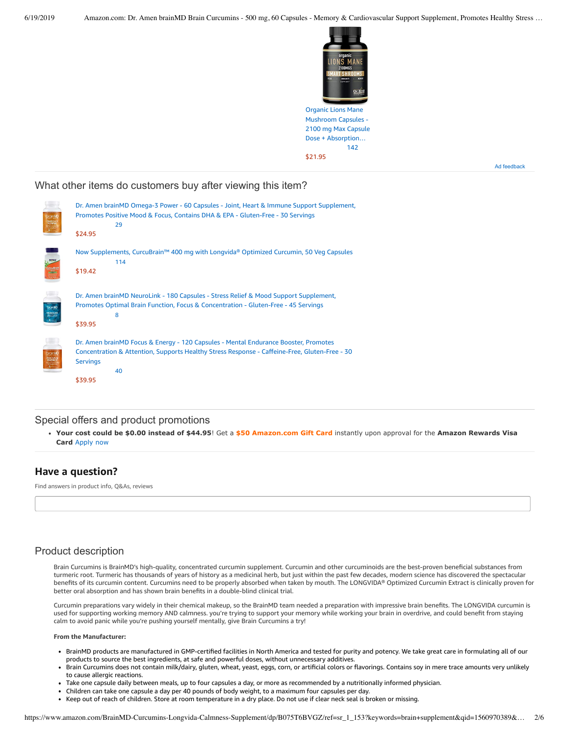Organic Lions Mane Mushroom Capsules - 2100 mg Max Capsule Dose + Absorption…
142
$21.95

Ad feedback

## What other items do customers buy after viewing this item?

Dr. Amen brainMD Omega-3 Power - 60 Capsules - Joint, Heart & Immune Support Supplement, Promotes Positive Mood & Focus, Contains DHA & EPA - Gluten-Free - 30 Servings
29
$24.95

Now Supplements, CurcuBrain™ 400 mg with Longvida® Optimized Curcumin, 50 Veg Capsules
114
$19.42

Dr. Amen brainMD NeuroLink - 180 Capsules - Stress Relief & Mood Support Supplement, Promotes Optimal Brain Function, Focus & Concentration - Gluten-Free - 45 Servings
8
$39.95

Dr. Amen brainMD Focus & Energy - 120 Capsules - Mental Endurance Booster, Promotes Concentration & Attention, Supports Healthy Stress Response - Caffeine-Free, Gluten-Free - 30 Servings
40
$39.95

## Special offers and product promotions

- **Your cost could be $0.00 instead of $44.95**! Get a **$50 Amazon.com Gift Card** instantly upon approval for the **Amazon Rewards Visa Card** Apply now

## Have a question?

Find answers in product info, Q&As, reviews

## Product description

Brain Curcumins is BrainMD's high-quality, concentrated curcumin supplement. Curcumin and other curcuminoids are the best-proven beneficial substances from turmeric root. Turmeric has thousands of years of history as a medicinal herb, but just within the past few decades, modern science has discovered the spectacular benefits of its curcumin content. Curcumins need to be properly absorbed when taken by mouth. The LONGVIDA® Optimized Curcumin Extract is clinically proven for better oral absorption and has shown brain benefits in a double-blind clinical trial.

Curcumin preparations vary widely in their chemical makeup, so the BrainMD team needed a preparation with impressive brain benefits. The LONGVIDA curcumin is used for supporting working memory AND calmness. you're trying to support your memory while working your brain in overdrive, and could benefit from staying calm to avoid panic while you're pushing yourself mentally, give Brain Curcumins a try!

**From the Manufacturer:**

- BrainMD products are manufactured in GMP-certified facilities in North America and tested for purity and potency. We take great care in formulating all of our products to source the best ingredients, at safe and powerful doses, without unnecessary additives.
- Brain Curcumins does not contain milk/dairy, gluten, wheat, yeast, eggs, corn, or artificial colors or flavorings. Contains soy in mere trace amounts very unlikely to cause allergic reactions.
- Take one capsule daily between meals, up to four capsules a day, or more as recommended by a nutritionally informed physician.
- Children can take one capsule a day per 40 pounds of body weight, to a maximum four capsules per day.
- Keep out of reach of children. Store at room temperature in a dry place. Do not use if clear neck seal is broken or missing.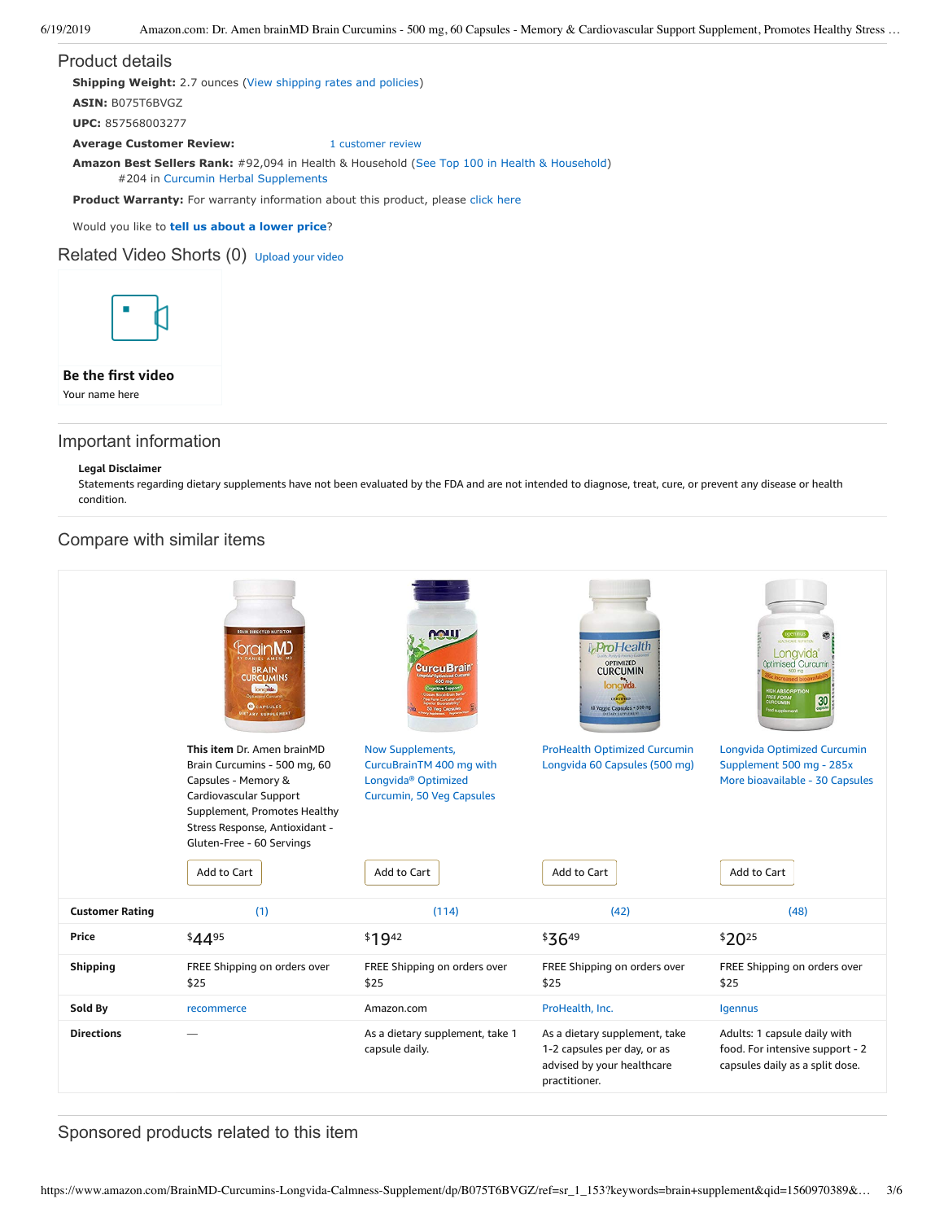## Product details

**Shipping Weight:** 2.7 ounces (View shipping rates and policies)

**ASIN:** B075T6BVGZ

**UPC:** 857568003277

**Average Customer Review:** 1 customer review

**Amazon Best Sellers Rank:** #92,094 in Health & Household (See Top 100 in Health & Household)
#204 in Curcumin Herbal Supplements

**Product Warranty:** For warranty information about this product, please click here

Would you like to **tell us about a lower price**?

## Related Video Shorts (0) Upload your video

**Be the first video**
Your name here

## Important information

**Legal Disclaimer**
Statements regarding dietary supplements have not been evaluated by the FDA and are not intended to diagnose, treat, cure, or prevent any disease or health condition.

## Compare with similar items

| | **This item** Dr. Amen brainMD Brain Curcumins - 500 mg, 60 Capsules - Memory & Cardiovascular Support Supplement, Promotes Healthy Stress Response, Antioxidant - Gluten-Free - 60 Servings | Now Supplements, CurcuBrainTM 400 mg with Longvida® Optimized Curcumin, 50 Veg Capsules | ProHealth Optimized Curcumin Longvida 60 Capsules (500 mg) | Longvida Optimized Curcumin Supplement 500 mg - 285x More bioavailable - 30 Capsules |
|---|---|---|---|---|
| | Add to Cart | Add to Cart | Add to Cart | Add to Cart |
| **Customer Rating** | (1) | (114) | (42) | (48) |
| **Price** | $44.95 | $19.42 | $36.49 | $20.25 |
| **Shipping** | FREE Shipping on orders over $25 | FREE Shipping on orders over $25 | FREE Shipping on orders over $25 | FREE Shipping on orders over $25 |
| **Sold By** | recommerce | Amazon.com | ProHealth, Inc. | Igennus |
| **Directions** | — | As a dietary supplement, take 1 capsule daily. | As a dietary supplement, take 1-2 capsules per day, or as advised by your healthcare practitioner. | Adults: 1 capsule daily with food. For intensive support - 2 capsules daily as a split dose. |

## Sponsored products related to this item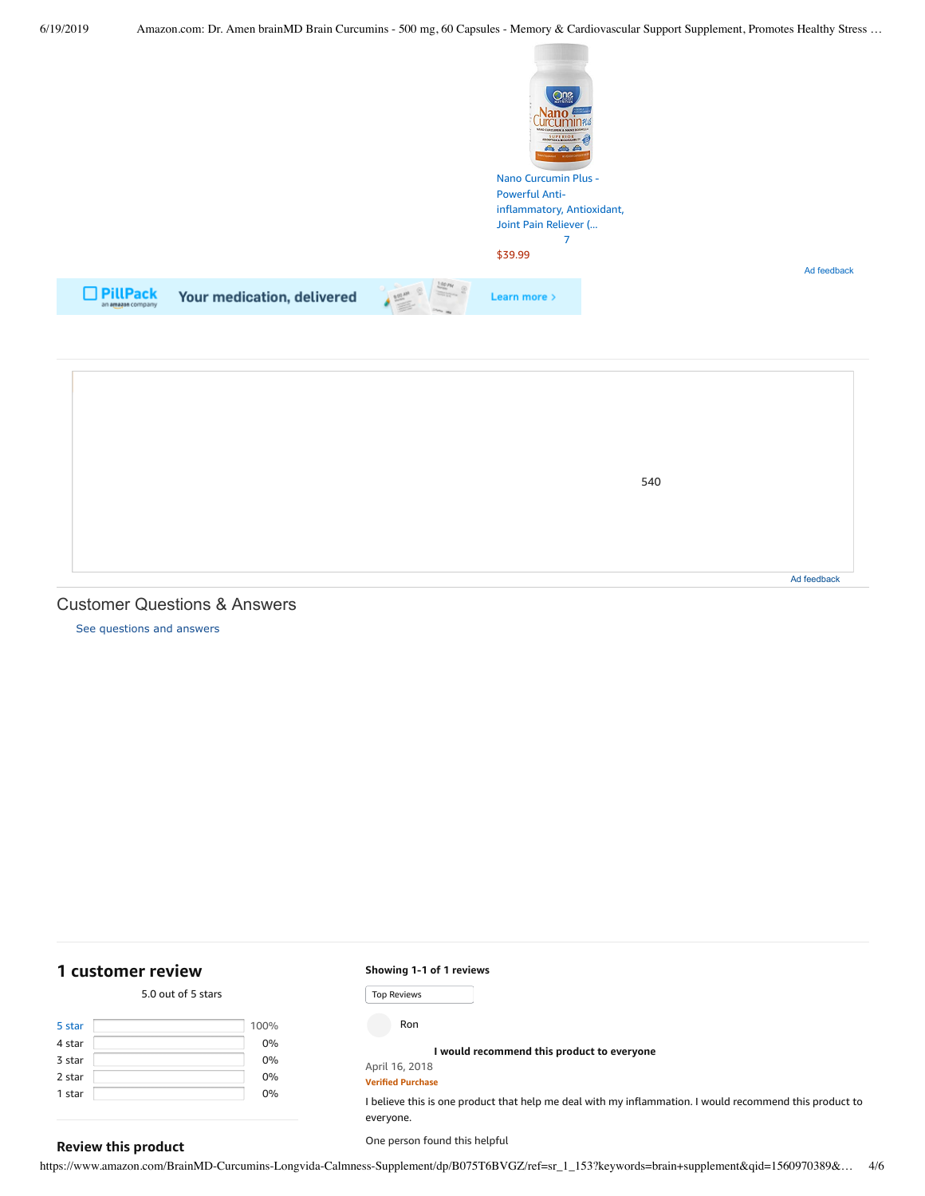Nano Curcumin Plus - Powerful Anti-inflammatory, Antioxidant, Joint Pain Reliever (...

7

$39.99

Ad feedback

PillPack an amazon company Your medication, delivered Learn more ›

540

Ad feedback

## Customer Questions & Answers

See questions and answers

## 1 customer review

5.0 out of 5 stars

| | |
|---|---|
| 5 star | 100% |
| 4 star | 0% |
| 3 star | 0% |
| 2 star | 0% |
| 1 star | 0% |

**Review this product**

**Showing 1-1 of 1 reviews**

Top Reviews

Ron

**I would recommend this product to everyone**

April 16, 2018

**Verified Purchase**

I believe this is one product that help me deal with my inflammation. I would recommend this product to everyone.

One person found this helpful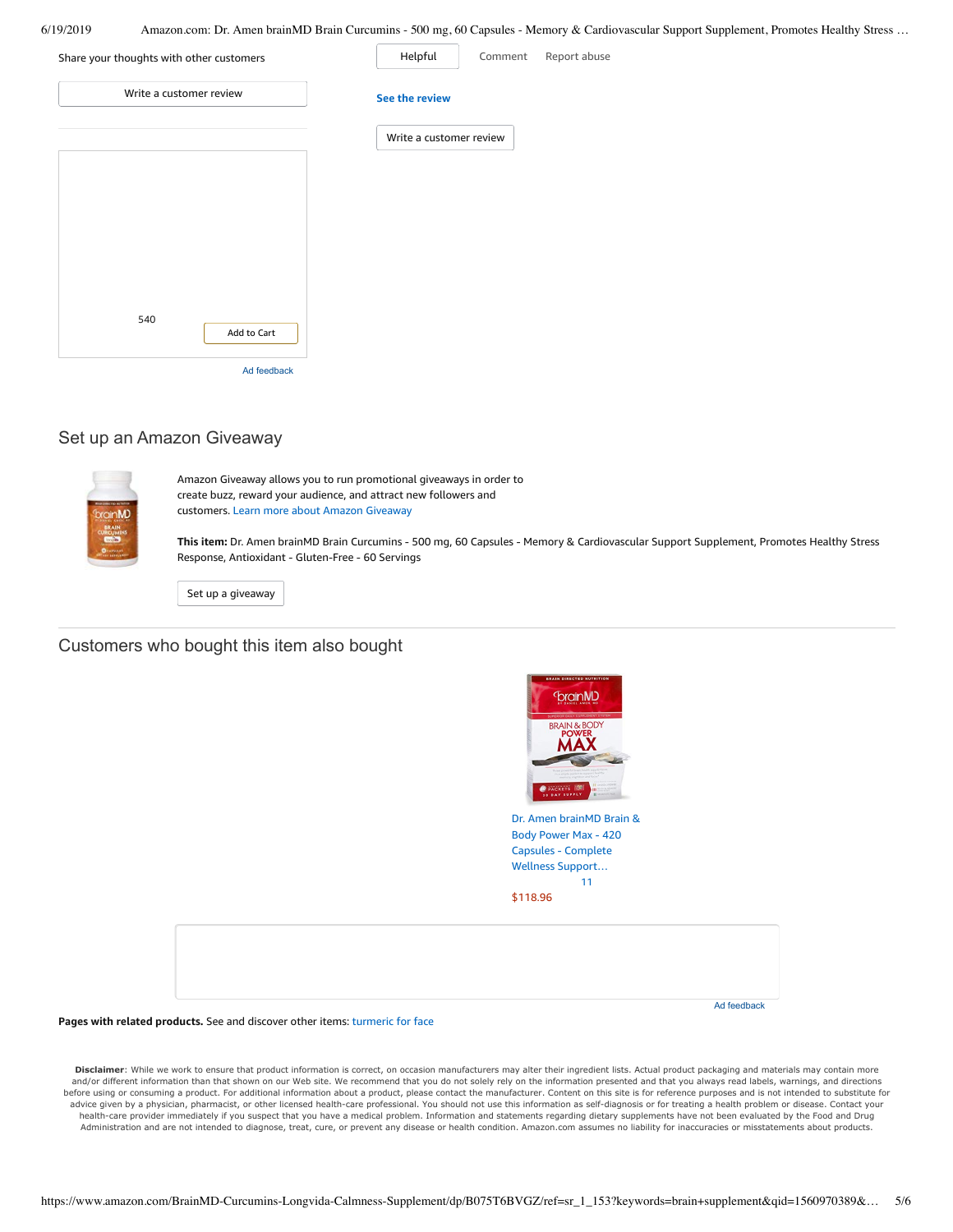Share your thoughts with other customers

Write a customer review

540

Add to Cart

Ad feedback

Helpful Comment Report abuse

See the review

Write a customer review

## Set up an Amazon Giveaway

Amazon Giveaway allows you to run promotional giveaways in order to create buzz, reward your audience, and attract new followers and customers. Learn more about Amazon Giveaway

**This item:** Dr. Amen brainMD Brain Curcumins - 500 mg, 60 Capsules - Memory & Cardiovascular Support Supplement, Promotes Healthy Stress Response, Antioxidant - Gluten-Free - 60 Servings

Set up a giveaway

## Customers who bought this item also bought

Dr. Amen brainMD Brain & Body Power Max - 420 Capsules - Complete Wellness Support…

11

$118.96

Ad feedback

**Pages with related products.** See and discover other items: turmeric for face

**Disclaimer**: While we work to ensure that product information is correct, on occasion manufacturers may alter their ingredient lists. Actual product packaging and materials may contain more and/or different information than that shown on our Web site. We recommend that you do not solely rely on the information presented and that you always read labels, warnings, and directions before using or consuming a product. For additional information about a product, please contact the manufacturer. Content on this site is for reference purposes and is not intended to substitute for advice given by a physician, pharmacist, or other licensed health-care professional. You should not use this information as self-diagnosis or for treating a health problem or disease. Contact your health-care provider immediately if you suspect that you have a medical problem. Information and statements regarding dietary supplements have not been evaluated by the Food and Drug Administration and are not intended to diagnose, treat, cure, or prevent any disease or health condition. Amazon.com assumes no liability for inaccuracies or misstatements about products.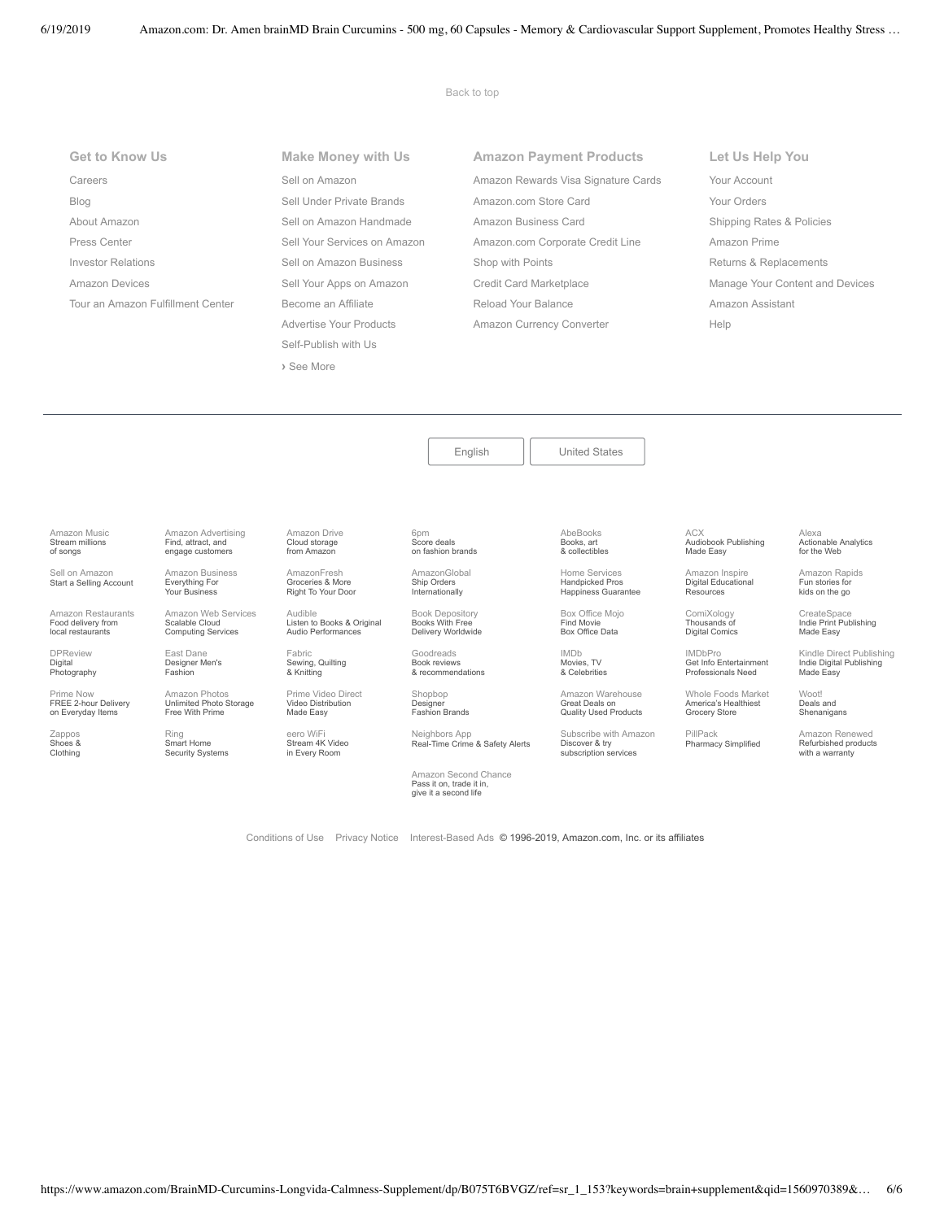Back to top

### Get to Know Us

- Careers
- Blog
- About Amazon
- Press Center
- Investor Relations
- Amazon Devices
- Tour an Amazon Fulfillment Center

### Make Money with Us

- Sell on Amazon
- Sell Under Private Brands
- Sell on Amazon Handmade
- Sell Your Services on Amazon
- Sell on Amazon Business
- Sell Your Apps on Amazon
- Become an Affiliate
- Advertise Your Products
- Self-Publish with Us
- › See More

### Amazon Payment Products

- Amazon Rewards Visa Signature Cards
- Amazon.com Store Card
- Amazon Business Card
- Amazon.com Corporate Credit Line
- Shop with Points
- Credit Card Marketplace
- Reload Your Balance
- Amazon Currency Converter

### Let Us Help You

- Your Account
- Your Orders
- Shipping Rates & Policies
- Amazon Prime
- Returns & Replacements
- Manage Your Content and Devices
- Amazon Assistant
- Help

---

English | United States

| | | | | | | |
|---|---|---|---|---|---|---|
| Amazon Music Stream millions of songs | Amazon Advertising Find, attract, and engage customers | Amazon Drive Cloud storage from Amazon | 6pm Score deals on fashion brands | AbeBooks Books, art & collectibles | ACX Audiobook Publishing Made Easy | Alexa Actionable Analytics for the Web |
| Sell on Amazon Start a Selling Account | Amazon Business Everything For Your Business | AmazonFresh Groceries & More Right To Your Door | AmazonGlobal Ship Orders Internationally | Home Services Handpicked Pros Happiness Guarantee | Amazon Inspire Digital Educational Resources | Amazon Rapids Fun stories for kids on the go |
| Amazon Restaurants Food delivery from local restaurants | Amazon Web Services Scalable Cloud Computing Services | Audible Listen to Books & Original Audio Performances | Book Depository Books With Free Delivery Worldwide | Box Office Mojo Find Movie Box Office Data | ComiXology Thousands of Digital Comics | CreateSpace Indie Print Publishing Made Easy |
| DPReview Digital Photography | East Dane Designer Men's Fashion | Fabric Sewing, Quilting & Knitting | Goodreads Book reviews & recommendations | IMDb Movies, TV & Celebrities | IMDbPro Get Info Entertainment Professionals Need | Kindle Direct Publishing Indie Digital Publishing Made Easy |
| Prime Now FREE 2-hour Delivery on Everyday Items | Amazon Photos Unlimited Photo Storage Free With Prime | Prime Video Direct Video Distribution Made Easy | Shopbop Designer Fashion Brands | Amazon Warehouse Great Deals on Quality Used Products | Whole Foods Market America's Healthiest Grocery Store | Woot! Deals and Shenanigans |
| Zappos Shoes & Clothing | Ring Smart Home Security Systems | eero WiFi Stream 4K Video in Every Room | Neighbors App Real-Time Crime & Safety Alerts | Subscribe with Amazon Discover & try subscription services | PillPack Pharmacy Simplified | Amazon Renewed Refurbished products with a warranty |
| | | | Amazon Second Chance Pass it on, trade it in, give it a second life | | | |

Conditions of Use   Privacy Notice   Interest-Based Ads   © 1996-2019, Amazon.com, Inc. or its affiliates